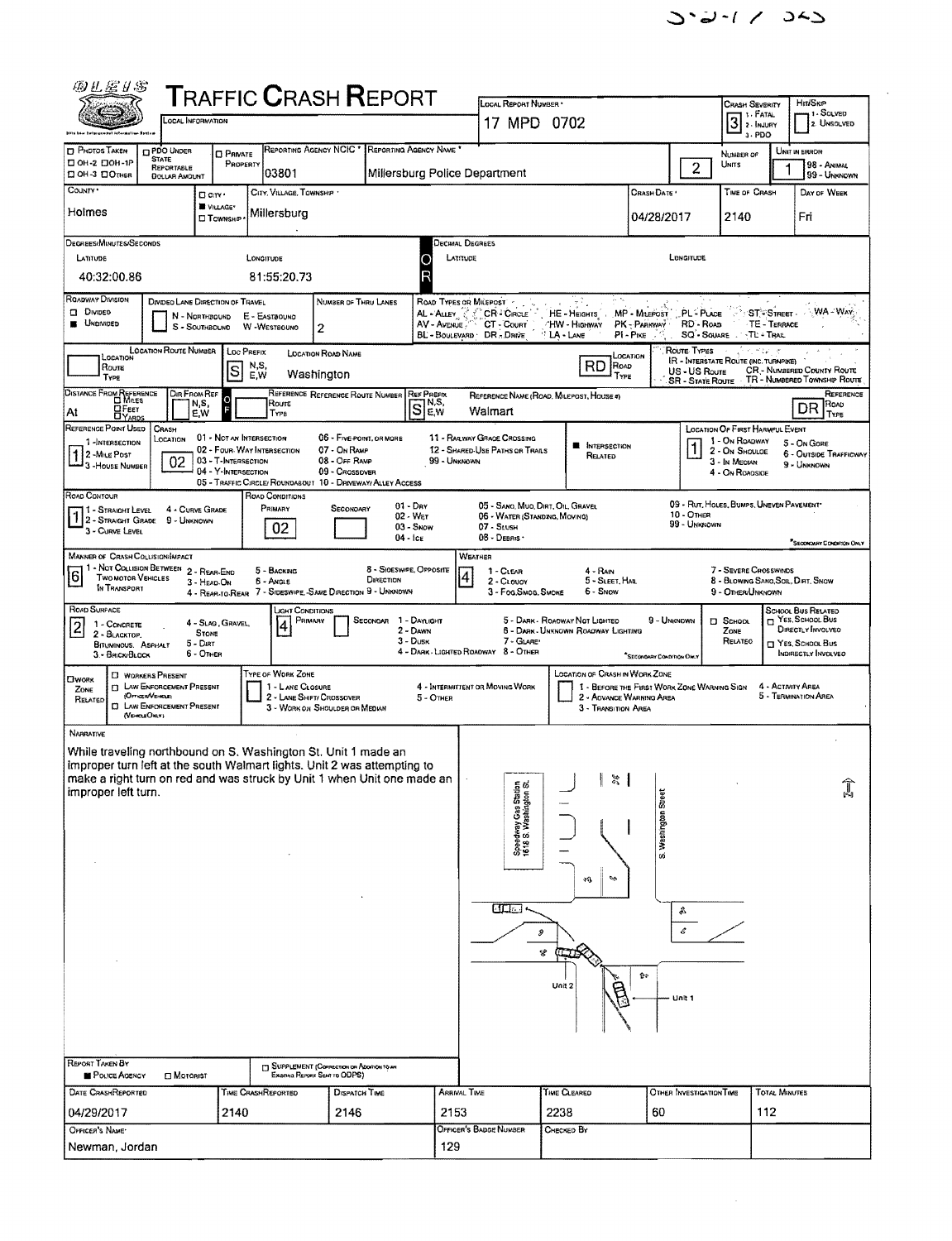# TRAFFIC CRASH REPORT

OLEIS — LOCAL INFORMATION

| Field | Value |
|---|---|
| Local Report Number | 17 MPD 0702 |
| Crash Severity | 3 (1 - Fatal, 2 - Injury, 3 - PDO) |
| Hit/Skip | (1 - Solved, 2 - Unsolved) |
| Reporting Agency NCIC | 03801 |
| Reporting Agency Name | Millersburg Police Department |
| Number of Units | 2 |
| Unit in Error | 1 (98 - Animal, 99 - Unknown) |
| County | Holmes |
| City, Village, Township | Village: Millersburg |
| Crash Date | 04/28/2017 |
| Time of Crash | 2140 |
| Day of Week | Fri |

Photos Taken: OH-2 / OH-1P / OH-3 / Other. PDO Under State Reportable Dollar Amount. Private Property.

## Degrees/Minutes/Seconds

| Latitude | Longitude |
|---|---|
| 40:32:00.86 | 81:55:20.73 |

Decimal Degrees: Latitude / Longitude

## Roadway

| Field | Value |
|---|---|
| Roadway Division | Undivided |
| Divided Lane Direction of Travel | N - Northbound, S - Southbound, E - Eastbound, W - Westbound |
| Number of Thru Lanes | 2 |

Road Types or Milepost: AL - Alley, AV - Avenue, BL - Boulevard, CR - Circle, CT - Court, DR - Drive, HE - Heights, HW - Highway, LA - Lane, MP - Milepost, PK - Parkway, PI - Pike, PL - Place, RD - Road, SQ - Square, ST - Street, TE - Terrace, TL - Trail, WA - Way

| Field | Value |
|---|---|
| Location Route Number | |
| Loc Prefix | S |
| Location Road Name | Washington |
| Location Road Type | RD |

Route Types: IR - Interstate Route (Inc. Turnpike), US - US Route, SR - State Route, CR - Numbered County Route, TR - Numbered Township Route

| Field | Value |
|---|---|
| Distance From Reference | At |
| Reference Route | |
| Ref Prefix | S |
| Reference Name (Road, Milepost, House #) | Walmart |
| Reference Road Type | DR |

| Field | Value |
|---|---|
| Reference Point Used | 1 (1 - Intersection, 2 - Mile Post, 3 - House Number) |
| Crash Location | 02 |
| Intersection Related | Yes |
| Location of First Harmful Event | 1 |

Crash Location codes: 01 - Not an Intersection, 02 - Four-Way Intersection, 03 - T-Intersection, 04 - Y-Intersection, 05 - Traffic Circle/Roundabout, 06 - Five-Point or More, 07 - On Ramp, 08 - Off Ramp, 09 - Crossover, 10 - Driveway/Alley Access, 11 - Railway Grade Crossing, 12 - Shared-Use Paths or Trails, 99 - Unknown

Location of First Harmful Event: 1 - On Roadway, 2 - On Shoulder, 3 - In Median, 4 - On Roadside, 5 - On Gore, 6 - Outside Trafficway, 9 - Unknown

| Field | Value |
|---|---|
| Road Contour | 1 (1 - Straight Level, 2 - Straight Grade, 3 - Curve Level, 4 - Curve Grade, 9 - Unknown) |
| Road Conditions Primary | 02 |
| Road Conditions Secondary | |

Road Conditions: 01 - Dry, 02 - Wet, 03 - Snow, 04 - Ice, 05 - Sand, Mud, Dirt, Oil, Gravel, 06 - Water (Standing, Moving), 07 - Slush, 08 - Debris, 09 - Rut, Holes, Bumps, Uneven Pavement, 10 - Other, 99 - Unknown

| Field | Value |
|---|---|
| Manner of Crash Collision/Impact | 6 |
| Weather | 4 |

Manner of Crash: 1 - Not Collision Between Two Motor Vehicles In Transport, 2 - Rear-End, 3 - Head-On, 4 - Rear-to-Rear, 5 - Backing, 6 - Angle, 7 - Sideswipe, Same Direction, 8 - Sideswipe, Opposite Direction, 9 - Unknown

Weather: 1 - Clear, 2 - Cloudy, 3 - Fog, Smog, Smoke, 4 - Rain, 5 - Sleet, Hail, 6 - Snow, 7 - Severe Crosswinds, 8 - Blowing Sand, Soil, Dirt, Snow, 9 - Other/Unknown

| Field | Value |
|---|---|
| Road Surface | 2 (1 - Concrete, 2 - Blacktop, Bituminous, Asphalt, 3 - Brick/Block, 4 - Slag, Gravel, Stone, 5 - Dirt, 6 - Other) |
| Light Conditions Primary | 4 |
| Light Conditions Secondary | |

Light Conditions: 1 - Daylight, 2 - Dawn, 3 - Dusk, 4 - Dark - Lighted Roadway, 5 - Dark - Roadway Not Lighted, 6 - Dark - Unknown Roadway Lighting, 7 - Glare, 8 - Other, 9 - Unknown

School Zone Related / School Bus Related: Yes, School Bus Directly Involved; Yes, School Bus Indirectly Involved

Work Zone Related: Workers Present; Law Enforcement Present (Officer/Vehicle); Law Enforcement Present (Vehicle Only). Type of Work Zone: 1 - Lane Closure, 2 - Lane Shift/Crossover, 3 - Work on Shoulder or Median, 4 - Intermittent or Moving Work, 5 - Other. Location of Crash in Work Zone: 1 - Before the First Work Zone Warning Sign, 2 - Advance Warning Area, 3 - Transition Area, 4 - Activity Area, 5 - Termination Area

## Narrative

While traveling northbound on S. Washington St. Unit 1 made an improper turn left at the south Walmart lights. Unit 2 was attempting to make a right turn on red and was struck by Unit 1 when Unit one made an improper left turn.

Diagram labels: Speedway Gas Station 1618 S. Washington St.; S. Washington Street; Unit 2; Unit 1

## Report Details

Report Taken By: Police Agency

| Date Crash Reported | Time Crash Reported | Dispatch Time | Arrival Time | Time Cleared | Other Investigation Time | Total Minutes |
|---|---|---|---|---|---|---|
| 04/29/2017 | 2140 | 2146 | 2153 | 2238 | 60 | 112 |

| Officer's Name | Officer's Badge Number | Checked By |
|---|---|---|
| Newman, Jordan | 129 | |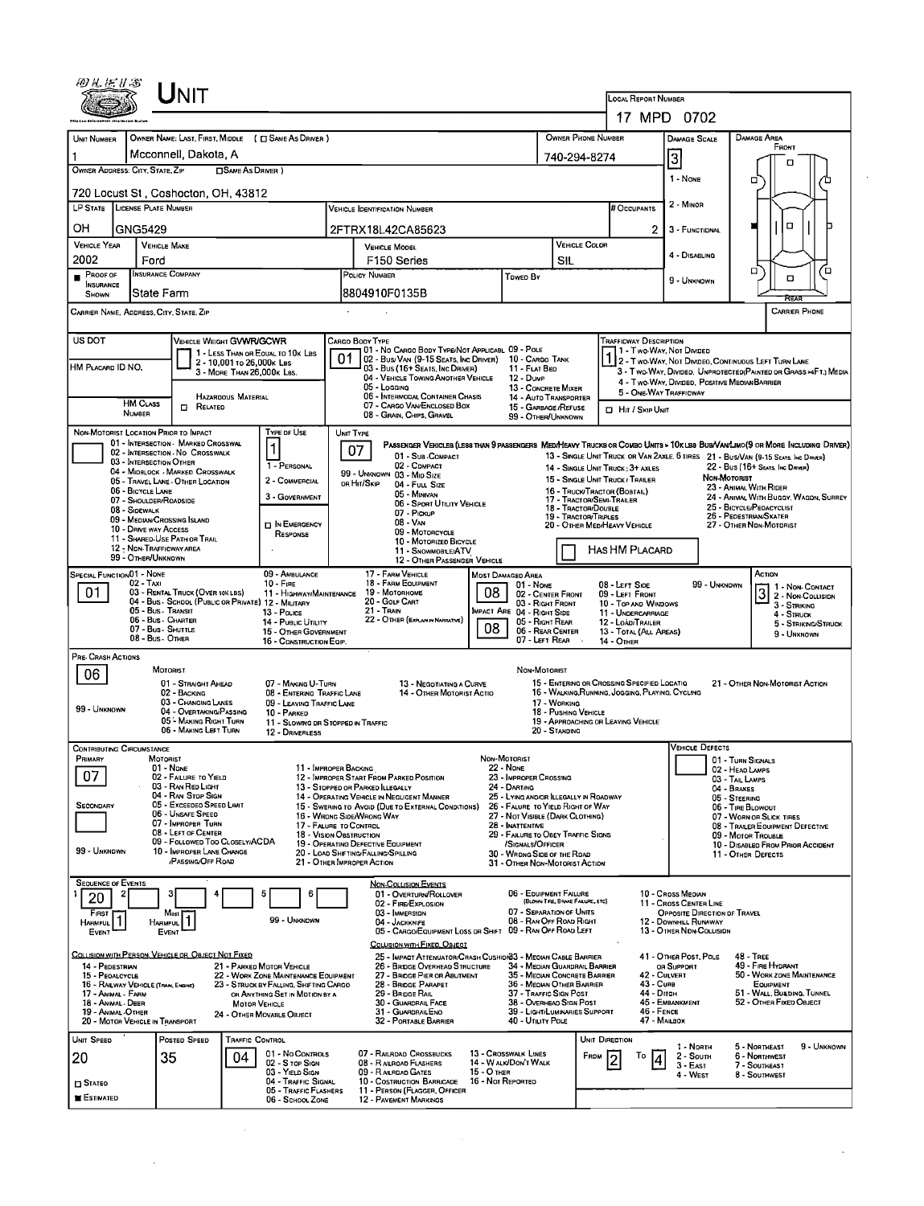# UNIT

**LOCAL REPORT NUMBER:** 17 MPD 0702

| UNIT NUMBER | OWNER NAME: LAST, FIRST, MIDDLE (☐ SAME AS DRIVER) | OWNER PHONE NUMBER | DAMAGE SCALE | DAMAGE AREA |
|---|---|---|---|---|
| 1 | Mcconnell, Dakota, A | 740-294-8274 | 3 | FRONT |

**OWNER ADDRESS: CITY, STATE, ZIP** (☐ SAME AS DRIVER): 720 Locust St , Coshocton, OH, 43812

| LP STATE | LICENSE PLATE NUMBER | VEHICLE IDENTIFICATION NUMBER | # OCCUPANTS |
|---|---|---|---|
| OH | GNG5429 | 2FTRX18L42CA85623 | 2 |

| VEHICLE YEAR | VEHICLE MAKE | VEHICLE MODEL | VEHICLE COLOR |
|---|---|---|---|
| 2002 | Ford | F150 Series | SIL |

| PROOF OF INSURANCE SHOWN | INSURANCE COMPANY | POLICY NUMBER | TOWED BY |
|---|---|---|---|
| ■ | State Farm | 8804910F0135B | |

DAMAGE SCALE: 1 - NONE; 2 - MINOR; 3 - FUNCTIONAL; 4 - DISABLING; 9 - UNKNOWN

CARRIER NAME, ADDRESS, CITY, STATE, ZIP — CARRIER PHONE

**US DOT** — **VEHICLE WEIGHT GVWR/GCWR:** 1 - LESS THAN OR EQUAL TO 10K LBS; 2 - 10,001 TO 26,000K LBS; 3 - MORE THAN 26,000K LBS.

**HM PLACARD ID NO.** — **HM CLASS NUMBER** — ☐ HAZARDOUS MATERIAL RELATED

**CARGO BODY TYPE:** 01
01 - NO CARGO BODY TYPE/NOT APPLICABLE; 02 - BUS/VAN (9-15 SEATS, INC DRIVER); 03 - BUS (16+ SEATS, INC DRIVER); 04 - VEHICLE TOWING ANOTHER VEHICLE; 05 - LOGGING; 06 - INTERMODAL CONTAINER CHASIS; 07 - CARGO VAN/ENCLOSED BOX; 08 - GRAIN, CHIPS, GRAVEL; 09 - POLE; 10 - CARGO TANK; 11 - FLAT BED; 12 - DUMP; 13 - CONCRETE MIXER; 14 - AUTO TRANSPORTER; 15 - GARBAGE/REFUSE; 99 - OTHER/UNKNOWN

**TRAFFICWAY DESCRIPTION:** 1
1 - TWO-WAY, NOT DIVIDED; 2 - TWO-WAY, NOT DIVIDED, CONTINUOUS LEFT TURN LANE; 3 - TWO-WAY, DIVIDED, UNPROTECTED(PAINTED OR GRASS >4FT.) MEDIA; 4 - TWO-WAY, DIVIDED, POSITIVE MEDIAN BARRIER; 5 - ONE-WAY TRAFFICWAY; ☐ HIT / SKIP UNIT

**NON-MOTORIST LOCATION PRIOR TO IMPACT:**
01 - INTERSECTION - MARKED CROSSWAL; 02 - INTERSECTION - NO CROSSWALK; 03 - INTERSECTION OTHER; 04 - MIDBLOCK - MARKED CROSSWALK; 05 - TRAVEL LANE - OTHER LOCATION; 06 - BICYCLE LANE; 07 - SHOULDER/ROADSIDE; 08 - SIDEWALK; 09 - MEDIAN/CROSSING ISLAND; 10 - DRIVE WAY ACCESS; 11 - SHARED-USE PATH OR TRAIL; 12 - NON-TRAFFICWAY AREA; 99 - OTHER/UNKNOWN

**TYPE OF USE:** 1
1 - PERSONAL; 2 - COMMERCIAL; 3 - GOVERNMENT; ☐ IN EMERGENCY RESPONSE

**UNIT TYPE:** 07
PASSENGER VEHICLES (LESS THAN 9 PASSENGERS): 01 - SUB-COMPACT; 02 - COMPACT; 99 - UNKNOWN 03 - MID SIZE OR HIT/SKIP; 04 - FULL SIZE; 05 - MINIVAN; 06 - SPORT UTILITY VEHICLE; 07 - PICKUP; 08 - VAN; 09 - MOTORCYCLE; 10 - MOTORIZED BICYCLE; 11 - SNOWMOBILE/ATV; 12 - OTHER PASSENGER VEHICLE
MED/HEAVY TRUCKS OR COMBO UNITS > 10K LBS: 13 - SINGLE UNIT TRUCK OR VAN 2AXLE, 6 TIRES; 14 - SINGLE UNIT TRUCK: 3+ AXLES; 15 - SINGLE UNIT TRUCK / TRAILER; 16 - TRUCK/TRACTOR (BOBTAIL); 17 - TRACTOR/SEMI-TRAILER; 18 - TRACTOR/DOUBLE; 19 - TRACTOR/TRIPLES; 20 - OTHER MED/HEAVY VEHICLE
BUS/VAN/LIMO (9 OR MORE INCLUDING DRIVER): 21 - BUS/VAN (9-15 SEATS, INC DRIVER); 22 - BUS (16+ SEATS, INC DRIVER)
NON-MOTORIST: 23 - ANIMAL WITH RIDER; 24 - ANIMAL WITH BUGGY, WAGON, SURREY; 25 - BICYCLE/PEDACYCLIST; 26 - PEDESTRIAN/SKATER; 27 - OTHER NON-MOTORIST
☐ HAS HM PLACARD

**SPECIAL FUNCTION:** 01
01 - NONE; 02 - TAXI; 03 - RENTAL TRUCK (OVER 10K LBS); 04 - BUS - SCHOOL (PUBLIC OR PRIVATE); 05 - BUS - TRANSIT; 06 - BUS - CHARTER; 07 - BUS - SHUTTLE; 08 - BUS - OTHER; 09 - AMBULANCE; 10 - FIRE; 11 - HIGHWAY/MAINTENANCE; 12 - MILITARY; 13 - POLICE; 14 - PUBLIC UTILITY; 15 - OTHER GOVERNMENT; 16 - CONSTRUCTION EQIP.; 17 - FARM VEHICLE; 18 - FARM EQUIPMENT; 19 - MOTORHOME; 20 - GOLF CART; 21 - TRAIN; 22 - OTHER (EXPLAIN IN NARRATIVE)

**MOST DAMAGED AREA:** 08 — **IMPACT ARE:** 08
01 - NONE; 02 - CENTER FRONT; 03 - RIGHT FRONT; 04 - RIGHT SIDE; 05 - RIGHT REAR; 06 - REAR CENTER; 07 - LEFT REAR; 08 - LEFT SIDE; 09 - LEFT FRONT; 10 - TOP AND WINDOWS; 11 - UNDERCARRIAGE; 12 - LOAD/TRAILER; 13 - TOTAL (ALL AREAS); 14 - OTHER; 99 - UNKNOWN

**ACTION:** 3
1 - NON-CONTACT; 2 - NON-COLLISION; 3 - STRIKING; 4 - STRUCK; 5 - STRIKING/STRUCK; 9 - UNKNOWN

**PRE-CRASH ACTIONS:** 06
MOTORIST: 01 - STRAIGHT AHEAD; 02 - BACKING; 03 - CHANGING LANES; 04 - OVERTAKING/PASSING; 05 - MAKING RIGHT TURN; 06 - MAKING LEFT TURN; 07 - MAKING U-TURN; 08 - ENTERING TRAFFIC LANE; 09 - LEAVING TRAFFIC LANE; 10 - PARKED; 11 - SLOWING OR STOPPED IN TRAFFIC; 12 - DRIVERLESS; 13 - NEGOTIATING A CURVE; 14 - OTHER MOTORIST ACTIO; 99 - UNKNOWN
NON-MOTORIST: 15 - ENTERING OR CROSSING SPECIFIED LOCATIO; 16 - WALKING, RUNNING, JOGGING, PLAYING, CYCLING; 17 - WORKING; 18 - PUSHING VEHICLE; 19 - APPROACHING OR LEAVING VEHICLE; 20 - STANDING; 21 - OTHER NON-MOTORIST ACTION

**CONTRIBUTING CIRCUMSTANCE**
PRIMARY: 07 — SECONDARY: (blank)
MOTORIST: 01 - NONE; 02 - FAILURE TO YIELD; 03 - RAN RED LIGHT; 04 - RAN STOP SIGN; 05 - EXCEEDED SPEED LIMIT; 06 - UNSAFE SPEED; 07 - IMPROPER TURN; 08 - LEFT OF CENTER; 09 - FOLLOWED TOO CLOSELY/ACDA; 10 - IMPROPER LANE CHANGE /PASSING/OFF ROAD; 11 - IMPROPER BACKING; 12 - IMPROPER START FROM PARKED POSITION; 13 - STOPPED OR PARKED ILLEGALLY; 14 - OPERATING VEHICLE IN NEGLIGENT MANNER; 15 - SWERING TO AVOID (DUE TO EXTERNAL CONDITIONS); 16 - WRONG SIDE/WRONG WAY; 17 - FAILURE TO CONTROL; 18 - VISION OBSTRUCTION; 19 - OPERATING DEFECTIVE EQUIPMENT; 20 - LOAD SHIFTING/FALLING/SPILLING; 21 - OTHER IMPROPER ACTION; 99 - UNKNOWN
NON-MOTORIST: 22 - NONE; 23 - IMPROPER CROSSING; 24 - DARTING; 25 - LYING AND/OR ILLEGALLY IN ROADWAY; 26 - FALURE TO YIELD RIGHT OF WAY; 27 - NOT VISIBLE (DARK CLOTHING); 28 - INATTENTIVE; 29 - FAILURE TO OBEY TRAFFIC SIGNS /SIGNALS/OFFICER; 30 - WRONG SIDE OF THE ROAD; 31 - OTHER NON-MOTORIST ACTION

**VEHICLE DEFECTS:** 01 - TURN SIGNALS; 02 - HEAD LAMPS; 03 - TAIL LAMPS; 04 - BRAKES; 05 - STEERING; 06 - TIRE BLOWOUT; 07 - WORN OR SLICK TIRES; 08 - TRAILER EQUIPMENT DEFECTIVE; 09 - MOTOR TROUBLE; 10 - DISABLED FROM PRIOR ACCIDENT; 11 - OTHER DEFECTS

**SEQUENCE OF EVENTS:** 1: 20; 2: ; 3: ; 4: ; 5: ; 6: — FIRST HARMFUL EVENT: 1 — MOST HARMFUL EVENT: 1; 99 - UNKNOWN

NON-COLLISION EVENTS: 01 - OVERTURN/ROLLOVER; 02 - FIRE/EXPLOSION; 03 - IMMERSION; 04 - JACKKNIFE; 05 - CARGO/EQUIPMENT LOSS OR SHIFT; 06 - EQUIPMENT FAILURE (BLOWN TIRE, BRAKE FAILURE, ETC); 07 - SEPARATION OF UNITS; 08 - RAN OFF ROAD RIGHT; 09 - RAN OFF ROAD LEFT; 10 - CROSS MEDIAN; 11 - CROSS CENTER LINE OPPOSITE DIRECTION OF TRAVEL; 12 - DOWNHILL RUNAWAY; 13 - OTHER NON-COLLISION

COLLISION WITH PERSON, VEHICLE OR OBJECT NOT FIXED: 14 - PEDESTRIAN; 15 - PEDALCYCLE; 16 - RAILWAY VEHICLE (TRAIN, ENGINE); 17 - ANIMAL - FARM; 18 - ANIMAL - DEER; 19 - ANIMAL-OTHER; 20 - MOTOR VEHICLE IN TRANSPORT; 21 - PARKED MOTOR VEHICLE; 22 - WORK ZONE MAINTENANCE EQUIPMENT; 23 - STRUCK BY FALLING, SHIFTING CARGO OR ANYTHING SET IN MOTION BY A MOTOR VEHICLE; 24 - OTHER MOVABLE OBJECT

COLLISION WITH FIXED, OBJECT: 25 - IMPACT ATTENUATOR/CRASH CUSHION; 26 - BRIDGE OVERHEAD STRUCTURE; 27 - BRIDGE PIER OR ABUTMENT; 28 - BRIDGE PARAPET; 29 - BRIDGE RAIL; 30 - GUARDRAIL FACE; 31 - GUARDRAILEND; 32 - PORTABLE BARRIER; 33 - MEDIAN CABLE BARRIER; 34 - MEDIAN GUARDRAIL BARRIER; 35 - MEDIAN CONCRETE BARRIER; 36 - MEDIAN OTHER BARRIER; 37 - TRAFFIC SIGN POST; 38 - OVERHEAD SIGN POST; 39 - LIGHT/LUMINARIES SUPPORT; 40 - UTILITY POLE; 41 - OTHER POST, POLE OR SUPPORT; 42 - CULVERT; 43 - CURB; 44 - DITCH; 45 - EMBANKMENT; 46 - FENCE; 47 - MAILBOX; 48 - TREE; 49 - FIRE HYDRANT; 50 - WORK ZONE MAINTENANCE EQUIPMENT; 51 - WALL, BUILDING, TUNNEL; 52 - OTHER FIXED OBJECT

| UNIT SPEED | POSTED SPEED | TRAFFIC CONTROL | UNIT DIRECTION |
|---|---|---|---|
| 20 | 35 | 04 | FROM 2 TO 4 |

■ ESTIMATED ☐ STATED

TRAFFIC CONTROL: 01 - NO CONTROLS; 02 - STOP SIGN; 03 - YIELD SIGN; 04 - TRAFFIC SIGNAL; 05 - TRAFFIC FLASHERS; 06 - SCHOOL ZONE; 07 - RAILROAD CROSSBUCKS; 08 - RAILROAD FLASHERS; 09 - RAILROAD GATES; 10 - COSTRUCTION BARRICADE; 11 - PERSON (FLAGGER, OFFICER); 12 - PAVEMENT MARKINGS; 13 - CROSSWALK LINES; 14 - WALK/DON'T WALK; 15 - OTHER; 16 - NOT REPORTED

UNIT DIRECTION: 1 - NORTH; 2 - SOUTH; 3 - EAST; 4 - WEST; 5 - NORTHEAST; 6 - NORTHWEST; 7 - SOUTHEAST; 8 - SOUTHWEST; 9 - UNKNOWN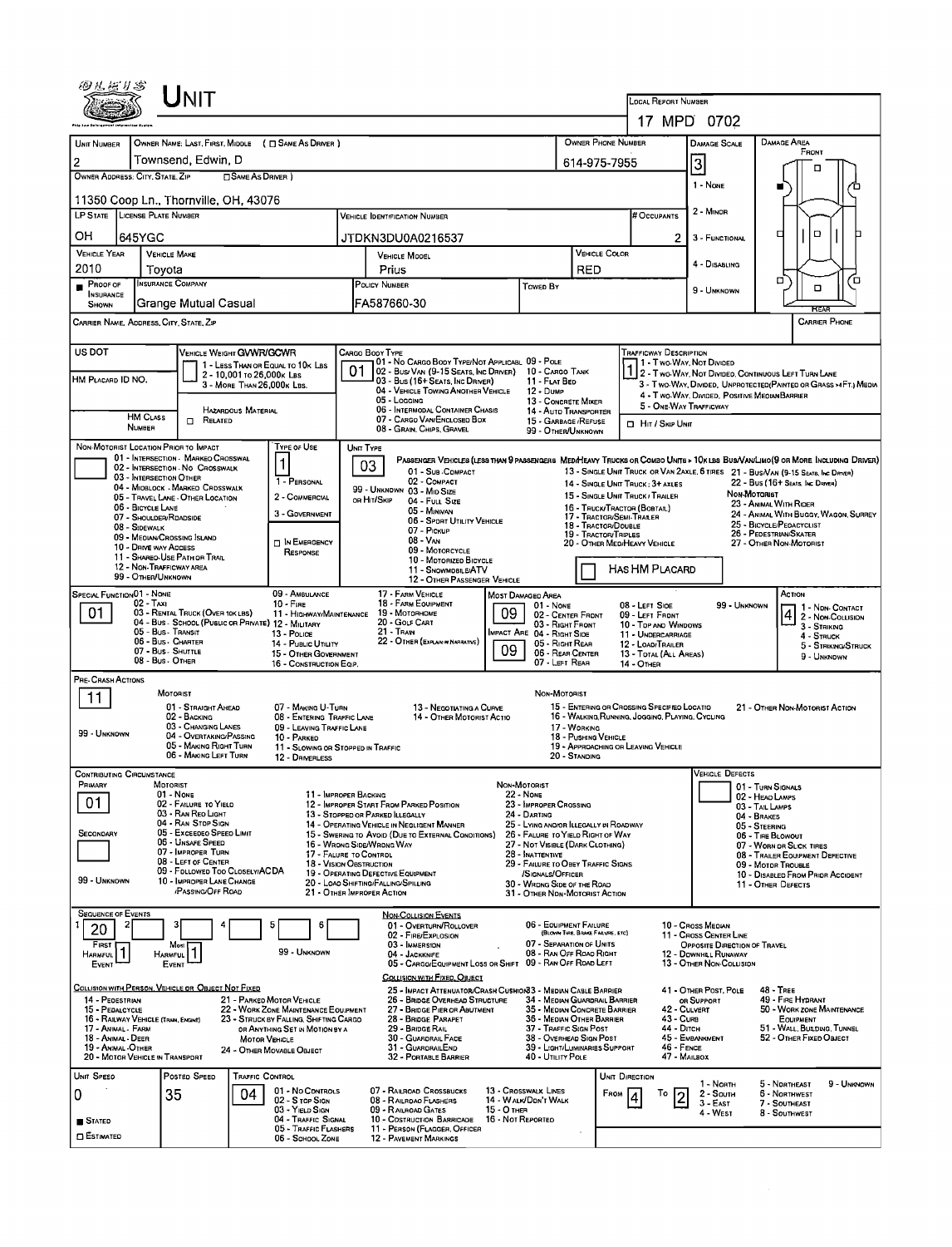# UNIT

**LOCAL REPORT NUMBER:** 17 MPD 0702

| UNIT NUMBER | OWNER NAME: LAST, FIRST, MIDDLE ( ☐ SAME AS DRIVER ) | OWNER PHONE NUMBER | DAMAGE SCALE | DAMAGE AREA |
|---|---|---|---|---|
| 2 | Townsend, Edwin, D | 614-975-7955 | 3 | FRONT |

**OWNER ADDRESS: CITY, STATE, ZIP** ( ☐ SAME AS DRIVER ): 11350 Coop Ln., Thornville, OH, 43076

DAMAGE SCALE: 1 - NONE; 2 - MINOR; 3 - FUNCTIONAL; 4 - DISABLING; 9 - UNKNOWN

| LP STATE | LICENSE PLATE NUMBER | VEHICLE IDENTIFICATION NUMBER | # OCCUPANTS |
|---|---|---|---|
| OH | 645YGC | JTDKN3DU0A0216537 | 2 |

| VEHICLE YEAR | VEHICLE MAKE | VEHICLE MODEL | VEHICLE COLOR |
|---|---|---|---|
| 2010 | Toyota | Prius | RED |

| ■ PROOF OF INSURANCE SHOWN | INSURANCE COMPANY | POLICY NUMBER | TOWED BY |
|---|---|---|---|
| | Grange Mutual Casual | FA587660-30 | |

CARRIER NAME, ADDRESS, CITY, STATE, ZIP | CARRIER PHONE

US DOT

VEHICLE WEIGHT GVWR/GCWR: 1 - LESS THAN OR EQUAL TO 10K LBS; 2 - 10,001 TO 26,000K LBS; 3 - MORE THAN 26,000K LBS.

HM PLACARD ID NO.

HM CLASS NUMBER ☐ HAZARDOUS MATERIAL RELATED

CARGO BODY TYPE: **01**
01 - NO CARGO BODY TYPE/NOT APPLICABLE; 02 - BUS/VAN (9-15 SEATS, INC DRIVER); 03 - BUS (16+ SEATS, INC DRIVER); 04 - VEHICLE TOWING ANOTHER VEHICLE; 05 - LOGGING; 06 - INTERMODAL CONTAINER CHASIS; 07 - CARGO VAN/ENCLOSED BOX; 08 - GRAIN, CHIPS, GRAVEL; 09 - POLE; 10 - CARGO TANK; 11 - FLAT BED; 12 - DUMP; 13 - CONCRETE MIXER; 14 - AUTO TRANSPORTER; 15 - GARBAGE/REFUSE; 99 - OTHER/UNKNOWN

TRAFFICWAY DESCRIPTION: **1**
1 - TWO-WAY, NOT DIVIDED; 2 - TWO-WAY, NOT DIVIDED, CONTINUOUS LEFT TURN LANE; 3 - TWO-WAY, DIVIDED, UNPROTECTED(PAINTED OR GRASS >4FT.) MEDIA; 4 - TWO-WAY, DIVIDED, POSITIVE MEDIAN BARRIER; 5 - ONE-WAY TRAFFICWAY
☐ HIT / SKIP UNIT

NON-MOTORIST LOCATION PRIOR TO IMPACT: 01 - INTERSECTION - MARKED CROSSWALK; 02 - INTERSECTION - NO CROSSWALK; 03 - INTERSECTION OTHER; 04 - MIDBLOCK - MARKED CROSSWALK; 05 - TRAVEL LANE - OTHER LOCATION; 06 - BICYCLE LANE; 07 - SHOULDER/ROADSIDE; 08 - SIDEWALK; 09 - MEDIAN/CROSSING ISLAND; 10 - DRIVE WAY ACCESS; 11 - SHARED-USE PATH OR TRAIL; 12 - NON-TRAFFICWAY AREA; 99 - OTHER/UNKNOWN

TYPE OF USE: **1**
1 - PERSONAL; 2 - COMMERCIAL; 3 - GOVERNMENT; ☐ IN EMERGENCY RESPONSE

UNIT TYPE: **03**
PASSENGER VEHICLES (LESS THAN 9 PASSENGERS): 01 - SUB-COMPACT; 02 - COMPACT; 99 - UNKNOWN 03 - MID SIZE OR HIT/SKIP; 04 - FULL SIZE; 05 - MINIVAN; 06 - SPORT UTILITY VEHICLE; 07 - PICKUP; 08 - VAN; 09 - MOTORCYCLE; 10 - MOTORIZED BICYCLE; 11 - SNOWMOBILE/ATV; 12 - OTHER PASSENGER VEHICLE
MED/HEAVY TRUCKS OR COMBO UNITS > 10K LBS BUS/VAN/LIMO (9 OR MORE INCLUDING DRIVER): 13 - SINGLE UNIT TRUCK OR VAN 2AXLE, 6 TIRES; 14 - SINGLE UNIT TRUCK: 3+ AXLES; 15 - SINGLE UNIT TRUCK / TRAILER; 16 - TRUCK/TRACTOR (BOBTAIL); 17 - TRACTOR/SEMI-TRAILER; 18 - TRACTOR/DOUBLE; 19 - TRACTOR/TRIPLES; 20 - OTHER MED/HEAVY VEHICLE; 21 - BUS/VAN (9-15 SEATS, INC DRIVER); 22 - BUS (16+ SEATS, INC DRIVER)
NON-MOTORIST: 23 - ANIMAL WITH RIDER; 24 - ANIMAL WITH BUGGY, WAGON, SURREY; 25 - BICYCLE/PEDACYCLIST; 26 - PEDESTRIAN/SKATER; 27 - OTHER NON-MOTORIST
☐ HAS HM PLACARD

SPECIAL FUNCTION: **01**
01 - NONE; 02 - TAXI; 03 - RENTAL TRUCK (OVER 10K LBS); 04 - BUS - SCHOOL (PUBLIC OR PRIVATE); 05 - BUS - TRANSIT; 06 - BUS - CHARTER; 07 - BUS - SHUTTLE; 08 - BUS - OTHER; 09 - AMBULANCE; 10 - FIRE; 11 - HIGHWAY/MAINTENANCE; 12 - MILITARY; 13 - POLICE; 14 - PUBLIC UTILITY; 15 - OTHER GOVERNMENT; 16 - CONSTRUCTION EQIP.; 17 - FARM VEHICLE; 18 - FARM EQUIPMENT; 19 - MOTORHOME; 20 - GOLF CART; 21 - TRAIN; 22 - OTHER (EXPLAIN IN NARRATIVE)

MOST DAMAGED AREA: **09**; IMPACT ARE: **09**
01 - NONE; 02 - CENTER FRONT; 03 - RIGHT FRONT; 04 - RIGHT SIDE; 05 - RIGHT REAR; 06 - REAR CENTER; 07 - LEFT REAR; 08 - LEFT SIDE; 09 - LEFT FRONT; 10 - TOP AND WINDOWS; 11 - UNDERCARRIAGE; 12 - LOAD/TRAILER; 13 - TOTAL (ALL AREAS); 14 - OTHER; 99 - UNKNOWN

ACTION: **4**
1 - NON-CONTACT; 2 - NON-COLLISION; 3 - STRIKING; 4 - STRUCK; 5 - STRIKING/STRUCK; 9 - UNKNOWN

PRE-CRASH ACTIONS: **11**
MOTORIST: 01 - STRAIGHT AHEAD; 02 - BACKING; 03 - CHANGING LANES; 04 - OVERTAKING/PASSING; 05 - MAKING RIGHT TURN; 06 - MAKING LEFT TURN; 07 - MAKING U-TURN; 08 - ENTERING TRAFFIC LANE; 09 - LEAVING TRAFFIC LANE; 10 - PARKED; 11 - SLOWING OR STOPPED IN TRAFFIC; 12 - DRIVERLESS; 13 - NEGOTIATING A CURVE; 14 - OTHER MOTORIST ACTIO
99 - UNKNOWN
NON-MOTORIST: 15 - ENTERING OR CROSSING SPECIFIED LOCATIO; 16 - WALKING, RUNNING, JOGGING, PLAYING, CYCLING; 17 - WORKING; 18 - PUSHING VEHICLE; 19 - APPROACHING OR LEAVING VEHICLE; 20 - STANDING; 21 - OTHER NON-MOTORIST ACTION

CONTRIBUTING CIRCUMSTANCE
PRIMARY: **01**; SECONDARY: ; 99 - UNKNOWN
MOTORIST: 01 - NONE; 02 - FAILURE TO YIELD; 03 - RAN RED LIGHT; 04 - RAN STOP SIGN; 05 - EXCEEDED SPEED LIMIT; 06 - UNSAFE SPEED; 07 - IMPROPER TURN; 08 - LEFT OF CENTER; 09 - FOLLOWED TOO CLOSELY/ACDA; 10 - IMPROPER LANE CHANGE /PASSING/OFF ROAD; 11 - IMPROPER BACKING; 12 - IMPROPER START FROM PARKED POSITION; 13 - STOPPED OR PARKED ILLEGALLY; 14 - OPERATING VEHICLE IN NEGLIGENT MANNER; 15 - SWERING TO AVOID (DUE TO EXTERNAL CONDITIONS); 16 - WRONG SIDE/WRONG WAY; 17 - FAILURE TO CONTROL; 18 - VISION OBSTRUCTION; 19 - OPERATING DEFECTIVE EQUIPMENT; 20 - LOAD SHIFTING/FALLING/SPILLING; 21 - OTHER IMPROPER ACTION
NON-MOTORIST: 22 - NONE; 23 - IMPROPER CROSSING; 24 - DARTING; 25 - LYING AND/OR ILLEGALLY IN ROADWAY; 26 - FAILURE TO YIELD RIGHT OF WAY; 27 - NOT VISIBLE (DARK CLOTHING); 28 - INATTENTIVE; 29 - FAILURE TO OBEY TRAFFIC SIGNS /SIGNALS/OFFICER; 30 - WRONG SIDE OF THE ROAD; 31 - OTHER NON-MOTORIST ACTION

VEHICLE DEFECTS: 01 - TURN SIGNALS; 02 - HEAD LAMPS; 03 - TAIL LAMPS; 04 - BRAKES; 05 - STEERING; 06 - TIRE BLOWOUT; 07 - WORN OR SLICK TIRES; 08 - TRAILER EQUIPMENT DEFECTIVE; 09 - MOTOR TROUBLE; 10 - DISABLED FROM PRIOR ACCIDENT; 11 - OTHER DEFECTS

SEQUENCE OF EVENTS

| 1 | 2 | 3 | 4 | 5 | 6 |
|---|---|---|---|---|---|
| 20 | | | | | |

FIRST HARMFUL EVENT: 1; MOST HARMFUL EVENT: 1; 99 - UNKNOWN

NON-COLLISION EVENTS: 01 - OVERTURN/ROLLOVER; 02 - FIRE/EXPLOSION; 03 - IMMERSION; 04 - JACKKNIFE; 05 - CARGO/EQUIPMENT LOSS OR SHIFT; 06 - EQUIPMENT FAILURE (BLOWN TIRE, BRAKE FAILURE, ETC); 07 - SEPARATION OF UNITS; 08 - RAN OFF ROAD RIGHT; 09 - RAN OFF ROAD LEFT; 10 - CROSS MEDIAN; 11 - CROSS CENTER LINE OPPOSITE DIRECTION OF TRAVEL; 12 - DOWNHILL RUNAWAY; 13 - OTHER NON-COLLISION

COLLISION WITH PERSON, VEHICLE OR OBJECT NOT FIXED: 14 - PEDESTRIAN; 15 - PEDALCYCLE; 16 - RAILWAY VEHICLE (TRAIN, ENGINE); 17 - ANIMAL - FARM; 18 - ANIMAL - DEER; 19 - ANIMAL - OTHER; 20 - MOTOR VEHICLE IN TRANSPORT; 21 - PARKED MOTOR VEHICLE; 22 - WORK ZONE MAINTENANCE EQUIPMENT; 23 - STRUCK BY FALLING, SHIFTING CARGO OR ANYTHING SET IN MOTION BY A MOTOR VEHICLE; 24 - OTHER MOVABLE OBJECT

COLLISION WITH FIXED, OBJECT: 25 - IMPACT ATTENUATOR/CRASH CUSHION; 26 - BRIDGE OVERHEAD STRUCTURE; 27 - BRIDGE PIER OR ABUTMENT; 28 - BRIDGE PARAPET; 29 - BRIDGE RAIL; 30 - GUARDRAIL FACE; 31 - GUARDRAILEND; 32 - PORTABLE BARRIER; 33 - MEDIAN CABLE BARRIER; 34 - MEDIAN GUARDRAIL BARRIER; 35 - MEDIAN CONCRETE BARRIER; 36 - MEDIAN OTHER BARRIER; 37 - TRAFFIC SIGN POST; 38 - OVERHEAD SIGN POST; 39 - LIGHT/LUMINARIES SUPPORT; 40 - UTILITY POLE; 41 - OTHER POST, POLE OR SUPPORT; 42 - CULVERT; 43 - CURB; 44 - DITCH; 45 - EMBANKMENT; 46 - FENCE; 47 - MAILBOX; 48 - TREE; 49 - FIRE HYDRANT; 50 - WORK ZONE MAINTENANCE EQUIPMENT; 51 - WALL, BUILDING, TUNNEL; 52 - OTHER FIXED OBJECT

| UNIT SPEED | POSTED SPEED | TRAFFIC CONTROL | UNIT DIRECTION |
|---|---|---|---|
| 0 | 35 | 04 | FROM 4 TO 2 |

■ STATED ☐ ESTIMATED

TRAFFIC CONTROL: 01 - NO CONTROLS; 02 - STOP SIGN; 03 - YIELD SIGN; 04 - TRAFFIC SIGNAL; 05 - TRAFFIC FLASHERS; 06 - SCHOOL ZONE; 07 - RAILROAD CROSSBUCKS; 08 - RAILROAD FLASHERS; 09 - RAILROAD GATES; 10 - COSTRUCTION BARRICADE; 11 - PERSON (FLAGGER, OFFICER); 12 - PAVEMENT MARKINGS; 13 - CROSSWALK LINES; 14 - WALK/DON'T WALK; 15 - OTHER; 16 - NOT REPORTED

UNIT DIRECTION: 1 - NORTH; 2 - SOUTH; 3 - EAST; 4 - WEST; 5 - NORTHEAST; 6 - NORTHWEST; 7 - SOUTHEAST; 8 - SOUTHWEST; 9 - UNKNOWN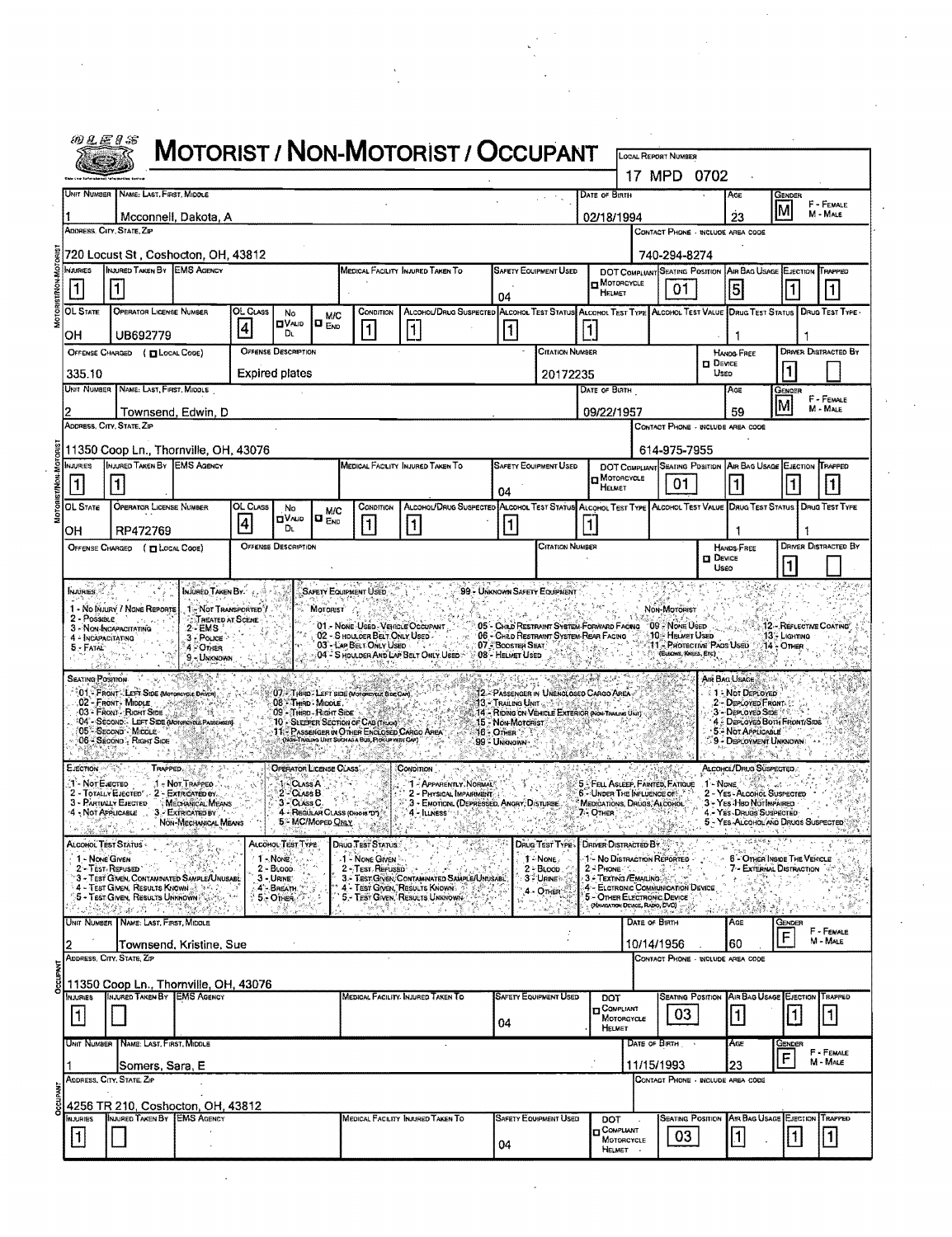# MOTORIST / NON-MOTORIST / OCCUPANT

OLEIS

LOCAL REPORT NUMBER: 17 MPD 0702

## MOTORIST/NON-MOTORIST

| UNIT NUMBER | NAME: LAST, FIRST, MIDDLE | DATE OF BIRTH | AGE | GENDER (F - FEMALE, M - MALE) |
|---|---|---|---|---|
| 1 | Mcconnell, Dakota, A | 02/18/1994 | 23 | M |

ADDRESS, CITY, STATE, ZIP: 720 Locust St, Coshocton, OH, 43812

CONTACT PHONE - INCLUDE AREA CODE: 740-294-8274

| INJURIES | INJURED TAKEN BY | EMS AGENCY | MEDICAL FACILITY INJURED TAKEN TO | SAFETY EQUIPMENT USED | DOT COMPLIANT MOTORCYCLE HELMET | SEATING POSITION | AIR BAG USAGE | EJECTION | TRAPPED |
|---|---|---|---|---|---|---|---|---|---|
| 1 | 1 | | | 04 | | 01 | 5 | 1 | 1 |

| OL STATE | OPERATOR LICENSE NUMBER | OL CLASS | NO VALID DL | M/C END | CONDITION | ALCOHOL/DRUG SUSPECTED | ALCOHOL TEST STATUS | ALCOHOL TEST TYPE | ALCOHOL TEST VALUE | DRUG TEST STATUS | DRUG TEST TYPE |
|---|---|---|---|---|---|---|---|---|---|---|---|
| OH | UB692779 | 4 | | | 1 | 1 | 1 | 1 | | 1 | 1 |

| OFFENSE CHARGED (LOCAL CODE) | OFFENSE DESCRIPTION | CITATION NUMBER | HANDS-FREE DEVICE USED | DRIVER DISTRACTED BY |
|---|---|---|---|---|
| 335.10 | Expired plates | 20172235 | | 1 |

## MOTORIST/NON-MOTORIST

| UNIT NUMBER | NAME: LAST, FIRST, MIDDLE | DATE OF BIRTH | AGE | GENDER (F - FEMALE, M - MALE) |
|---|---|---|---|---|
| 2 | Townsend, Edwin, D | 09/22/1957 | 59 | M |

ADDRESS, CITY, STATE, ZIP: 11350 Coop Ln., Thornville, OH, 43076

CONTACT PHONE - INCLUDE AREA CODE: 614-975-7955

| INJURIES | INJURED TAKEN BY | EMS AGENCY | MEDICAL FACILITY INJURED TAKEN TO | SAFETY EQUIPMENT USED | DOT COMPLIANT MOTORCYCLE HELMET | SEATING POSITION | AIR BAG USAGE | EJECTION | TRAPPED |
|---|---|---|---|---|---|---|---|---|---|
| 1 | 1 | | | 04 | | 01 | 1 | 1 | 1 |

| OL STATE | OPERATOR LICENSE NUMBER | OL CLASS | NO VALID DL | M/C END | CONDITION | ALCOHOL/DRUG SUSPECTED | ALCOHOL TEST STATUS | ALCOHOL TEST TYPE | ALCOHOL TEST VALUE | DRUG TEST STATUS | DRUG TEST TYPE |
|---|---|---|---|---|---|---|---|---|---|---|---|
| OH | RP472769 | 4 | | | 1 | 1 | 1 | 1 | | 1 | 1 |

| OFFENSE CHARGED (LOCAL CODE) | OFFENSE DESCRIPTION | CITATION NUMBER | HANDS-FREE DEVICE USED | DRIVER DISTRACTED BY |
|---|---|---|---|---|
| | | | | 1 |

## Codes

**INJURIES:** 1 - No Injury / None Reported; 2 - Possible; 3 - Non-Incapacitating; 4 - Incapacitating; 5 - Fatal

**INJURED TAKEN BY:** 1 - Not Transported / Treated at Scene; 2 - EMS; 3 - Police; 4 - Other; 9 - Unknown

**SAFETY EQUIPMENT USED:** 99 - Unknown Safety Equipment
- Motorist: 01 - None Used - Vehicle Occupant; 02 - Shoulder Belt Only Used; 03 - Lap Belt Only Used; 04 - Shoulder and Lap Belt Only Used; 05 - Child Restraint System-Forward Facing; 06 - Child Restraint System-Rear Facing; 07 - Booster Seat; 08 - Helmet Used
- Non-Motorist: 09 - None Used; 10 - Helmet Used; 11 - Protective Pads Used (Elbows, Knees, Etc); 12 - Reflective Coating; 13 - Lighting; 14 - Other

**SEATING POSITION:** 01 - Front - Left Side (Motorcycle Driver); 02 - Front - Middle; 03 - Front - Right Side; 04 - Second - Left Side (Motorcycle Passenger); 05 - Second - Middle; 06 - Second - Right Side; 07 - Third - Left Side (Motorcycle Side Car); 08 - Third - Middle; 09 - Third - Right Side; 10 - Sleeper Section of Cab (Truck); 11 - Passenger in Other Enclosed Cargo Area (Non-Trailing Unit Such as a Bus, Pickup with Cap); 12 - Passenger in Unenclosed Cargo Area; 13 - Trailing Unit; 14 - Riding on Vehicle Exterior (Non-Trailing Unit); 15 - Non-Motorist; 16 - Other; 99 - Unknown

**AIR BAG USAGE:** 1 - Not Deployed; 2 - Deployed Front; 3 - Deployed Side; 4 - Deployed Both Front/Side; 5 - Not Applicable; 9 - Deployment Unknown

**EJECTION:** 1 - Not Ejected; 2 - Totally Ejected; 3 - Partially Ejected; 4 - Not Applicable

**TRAPPED:** 1 - Not Trapped; 2 - Extricated by Mechanical Means; 3 - Extricated by Non-Mechanical Means

**OPERATOR LICENSE CLASS:** 1 - Class A; 2 - Class B; 3 - Class C; 4 - Regular Class (Ohio is "D"); 5 - MC/Moped Only

**CONDITION:** 1 - Apparently Normal; 2 - Physical Impairment; 3 - Emotional (Depressed, Angry, Disturbed); 4 - Illness; 5 - Fell Asleep, Fainted, Fatigue; 6 - Under the Influence of Medications, Drugs, Alcohol; 7 - Other

**ALCOHOL/DRUG SUSPECTED:** 1 - None; 2 - Yes - Alcohol Suspected; 3 - Yes - HBD Not Impaired; 4 - Yes - Drugs Suspected; 5 - Yes - Alcohol and Drugs Suspected

**ALCOHOL TEST STATUS:** 1 - None Given; 2 - Test Refused; 3 - Test Given, Contaminated Sample/Unusable; 4 - Test Given, Results Known; 5 - Test Given, Results Unknown

**ALCOHOL TEST TYPE:** 1 - None; 2 - Blood; 3 - Urine; 4 - Breath; 5 - Other

**DRUG TEST STATUS:** 1 - None Given; 2 - Test Refused; 3 - Test Given, Contaminated Sample/Unusable; 4 - Test Given, Results Known; 5 - Test Given, Results Unknown

**DRUG TEST TYPE:** 1 - None; 2 - Blood; 3 - Urine; 4 - Other

**DRIVER DISTRACTED BY:** 1 - No Distraction Reported; 2 - Phone; 3 - Texting/Emailing; 4 - Electronic Communication Device; 5 - Other Electronic Device (Navigation Device, Radio, DVD); 6 - Other Inside the Vehicle; 7 - External Distraction

## OCCUPANT

| UNIT NUMBER | NAME: LAST, FIRST, MIDDLE | DATE OF BIRTH | AGE | GENDER (F - FEMALE, M - MALE) |
|---|---|---|---|---|
| 2 | Townsend, Kristine, Sue | 10/14/1956 | 60 | F |

ADDRESS, CITY, STATE, ZIP: 11350 Coop Ln., Thornville, OH, 43076

CONTACT PHONE - INCLUDE AREA CODE:

| INJURIES | INJURED TAKEN BY | EMS AGENCY | MEDICAL FACILITY INJURED TAKEN TO | SAFETY EQUIPMENT USED | DOT COMPLIANT MOTORCYCLE HELMET | SEATING POSITION | AIR BAG USAGE | EJECTION | TRAPPED |
|---|---|---|---|---|---|---|---|---|---|
| 1 | | | | 04 | | 03 | 1 | 1 | 1 |

## OCCUPANT

| UNIT NUMBER | NAME: LAST, FIRST, MIDDLE | DATE OF BIRTH | AGE | GENDER (F - FEMALE, M - MALE) |
|---|---|---|---|---|
| 1 | Somers, Sara, E | 11/15/1993 | 23 | F |

ADDRESS, CITY, STATE, ZIP: 4256 TR 210, Coshocton, OH, 43812

CONTACT PHONE - INCLUDE AREA CODE:

| INJURIES | INJURED TAKEN BY | EMS AGENCY | MEDICAL FACILITY INJURED TAKEN TO | SAFETY EQUIPMENT USED | DOT COMPLIANT MOTORCYCLE HELMET | SEATING POSITION | AIR BAG USAGE | EJECTION | TRAPPED |
|---|---|---|---|---|---|---|---|---|---|
| 1 | | | | 04 | | 03 | 1 | 1 | 1 |